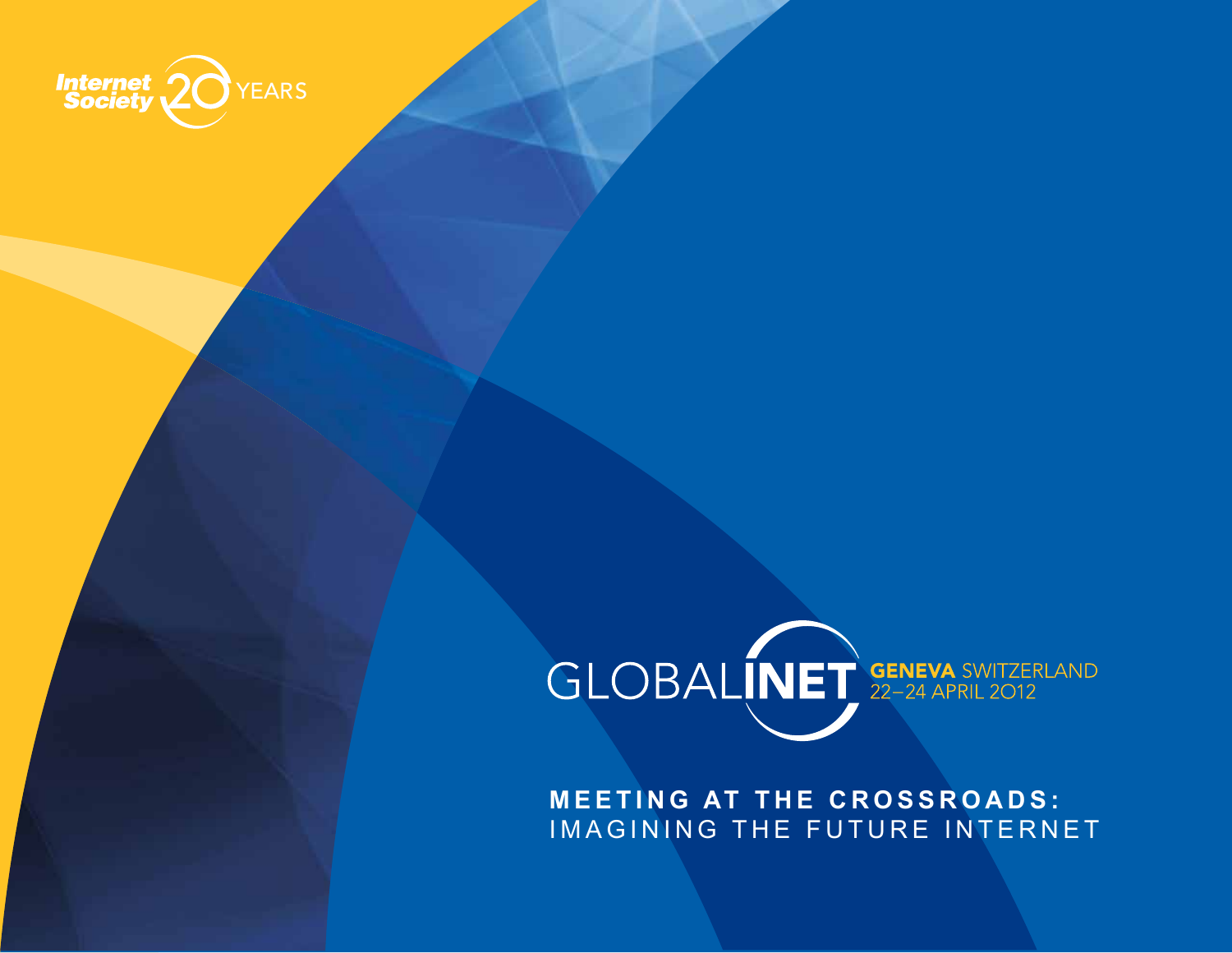Internet Society 20 YEARS

# GLOBALINET

**GENEVA** SWITZERLAND
22–24 APRIL 2012

## MEETING AT THE CROSSROADS:
IMAGINING THE FUTURE INTERNET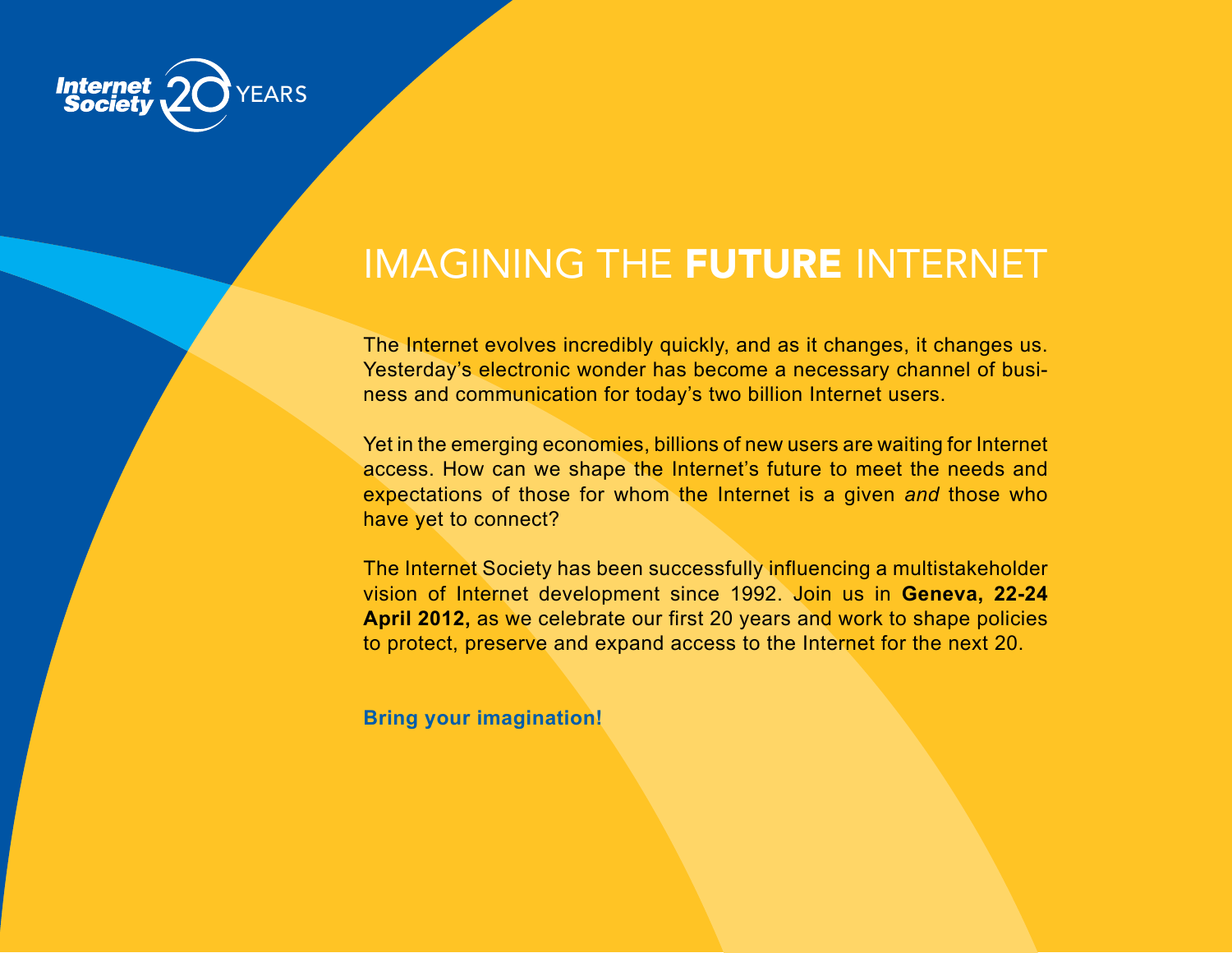Internet Society 20 YEARS

# IMAGINING THE **FUTURE** INTERNET

The Internet evolves incredibly quickly, and as it changes, it changes us. Yesterday's electronic wonder has become a necessary channel of business and communication for today's two billion Internet users.

Yet in the emerging economies, billions of new users are waiting for Internet access. How can we shape the Internet's future to meet the needs and expectations of those for whom the Internet is a given *and* those who have yet to connect?

The Internet Society has been successfully influencing a multistakeholder vision of Internet development since 1992. Join us in **Geneva, 22-24 April 2012,** as we celebrate our first 20 years and work to shape policies to protect, preserve and expand access to the Internet for the next 20.

**Bring your imagination!**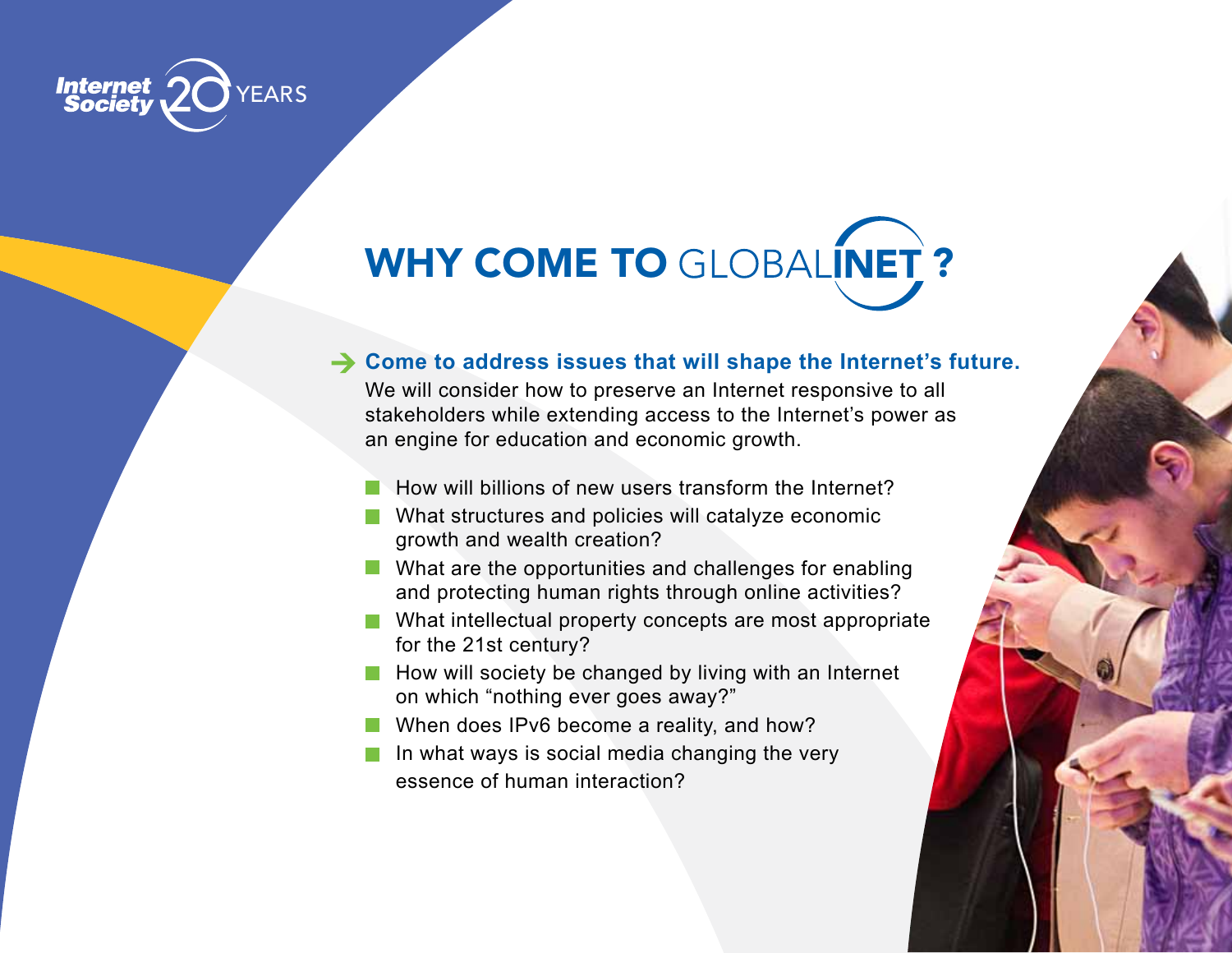Internet Society 20 YEARS

# WHY COME TO GLOBALINET ?

**Come to address issues that will shape the Internet's future.**

We will consider how to preserve an Internet responsive to all stakeholders while extending access to the Internet's power as an engine for education and economic growth.

- How will billions of new users transform the Internet?
- What structures and policies will catalyze economic growth and wealth creation?
- What are the opportunities and challenges for enabling and protecting human rights through online activities?
- What intellectual property concepts are most appropriate for the 21st century?
- How will society be changed by living with an Internet on which "nothing ever goes away?"
- When does IPv6 become a reality, and how?
- In what ways is social media changing the very essence of human interaction?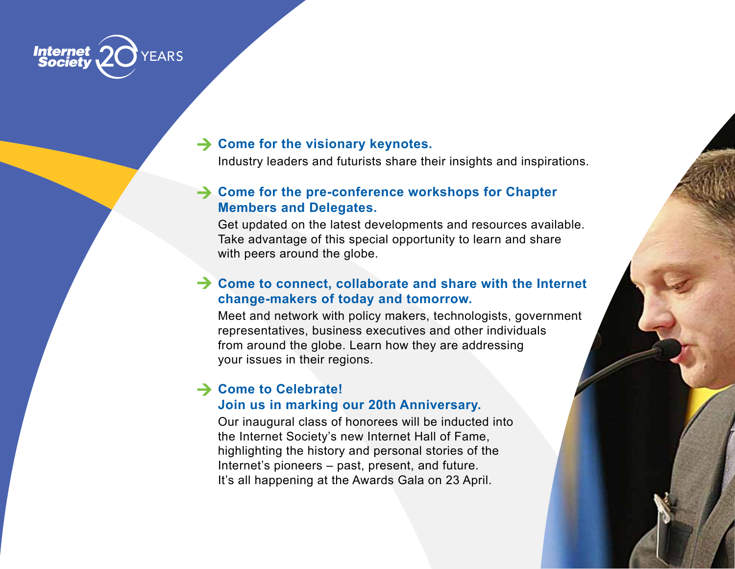Internet Society 20 YEARS

**Come for the visionary keynotes.**

Industry leaders and futurists share their insights and inspirations.

**Come for the pre-conference workshops for Chapter Members and Delegates.**

Get updated on the latest developments and resources available. Take advantage of this special opportunity to learn and share with peers around the globe.

**Come to connect, collaborate and share with the Internet change-makers of today and tomorrow.**

Meet and network with policy makers, technologists, government representatives, business executives and other individuals from around the globe. Learn how they are addressing your issues in their regions.

**Come to Celebrate!**
**Join us in marking our 20th Anniversary.**

Our inaugural class of honorees will be inducted into the Internet Society's new Internet Hall of Fame, highlighting the history and personal stories of the Internet's pioneers – past, present, and future. It's all happening at the Awards Gala on 23 April.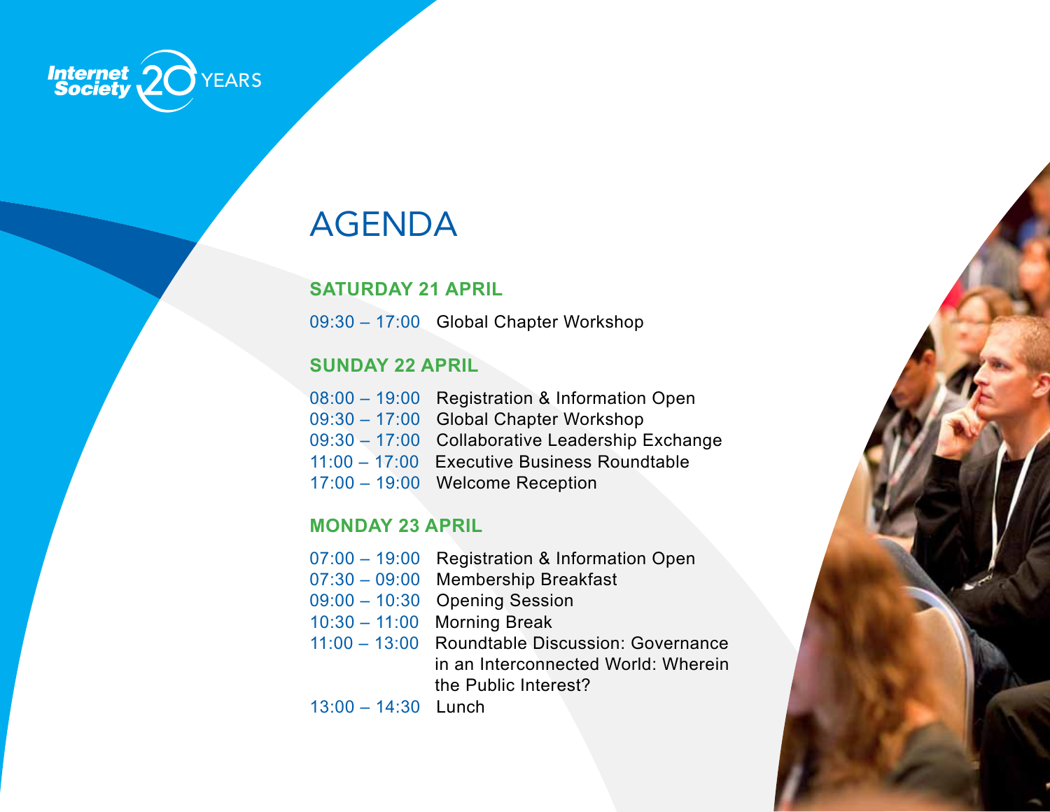# AGENDA

## SATURDAY 21 APRIL

09:30 – 17:00 Global Chapter Workshop

## SUNDAY 22 APRIL

08:00 – 19:00 Registration & Information Open
09:30 – 17:00 Global Chapter Workshop
09:30 – 17:00 Collaborative Leadership Exchange
11:00 – 17:00 Executive Business Roundtable
17:00 – 19:00 Welcome Reception

## MONDAY 23 APRIL

07:00 – 19:00 Registration & Information Open
07:30 – 09:00 Membership Breakfast
09:00 – 10:30 Opening Session
10:30 – 11:00 Morning Break
11:00 – 13:00 Roundtable Discussion: Governance in an Interconnected World: Wherein the Public Interest?
13:00 – 14:30 Lunch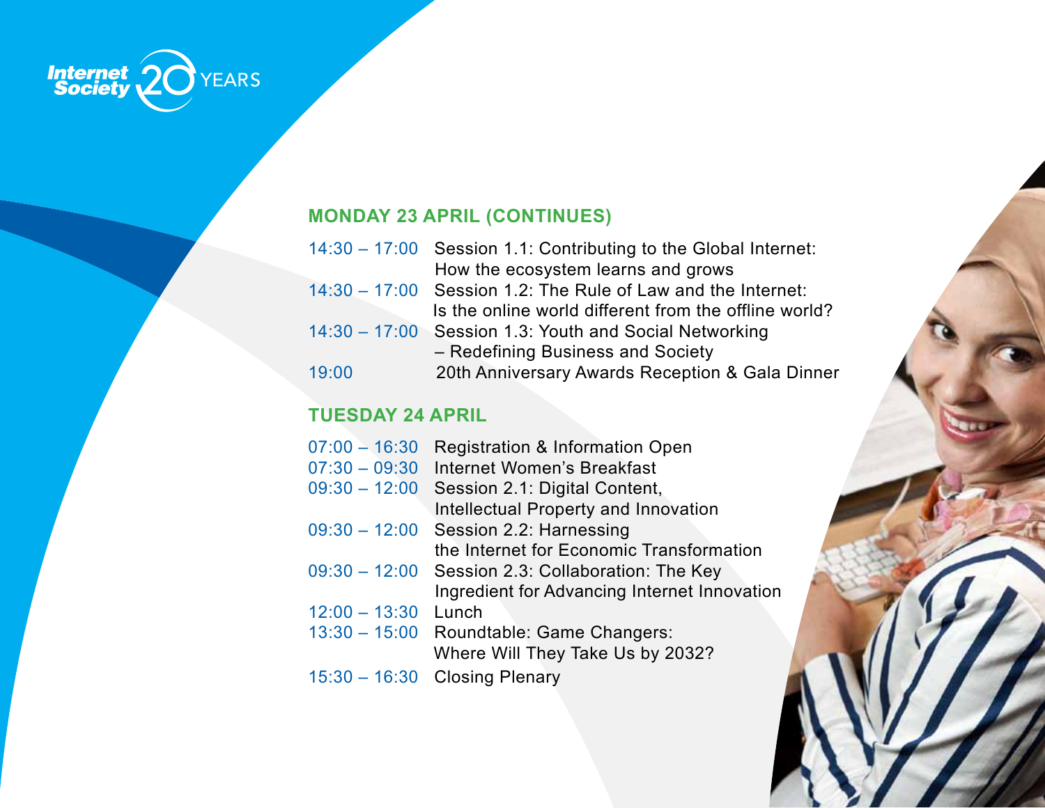## MONDAY 23 APRIL (CONTINUES)

| | |
|---|---|
| 14:30 – 17:00 | Session 1.1: Contributing to the Global Internet: How the ecosystem learns and grows |
| 14:30 – 17:00 | Session 1.2: The Rule of Law and the Internet: Is the online world different from the offline world? |
| 14:30 – 17:00 | Session 1.3: Youth and Social Networking – Redefining Business and Society |
| 19:00 | 20th Anniversary Awards Reception & Gala Dinner |

## TUESDAY 24 APRIL

| | |
|---|---|
| 07:00 – 16:30 | Registration & Information Open |
| 07:30 – 09:30 | Internet Women's Breakfast |
| 09:30 – 12:00 | Session 2.1: Digital Content, Intellectual Property and Innovation |
| 09:30 – 12:00 | Session 2.2: Harnessing the Internet for Economic Transformation |
| 09:30 – 12:00 | Session 2.3: Collaboration: The Key Ingredient for Advancing Internet Innovation |
| 12:00 – 13:30 | Lunch |
| 13:30 – 15:00 | Roundtable: Game Changers: Where Will They Take Us by 2032? |
| 15:30 – 16:30 | Closing Plenary |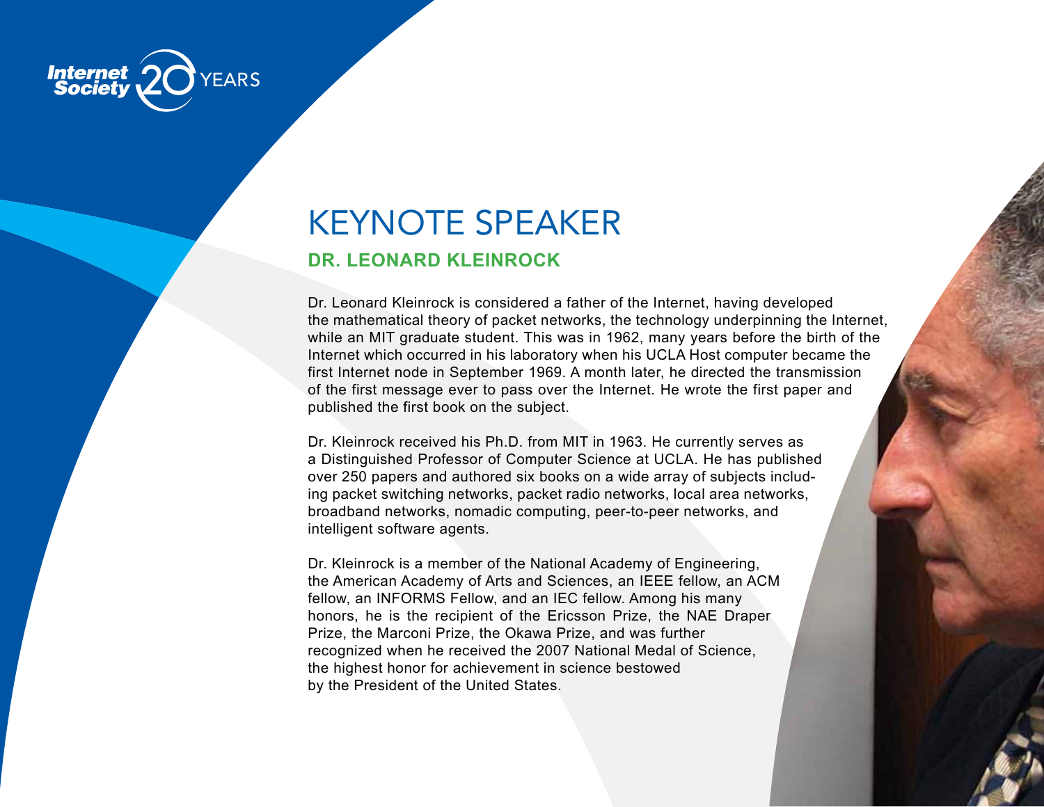# KEYNOTE SPEAKER

## DR. LEONARD KLEINROCK

Dr. Leonard Kleinrock is considered a father of the Internet, having developed the mathematical theory of packet networks, the technology underpinning the Internet, while an MIT graduate student. This was in 1962, many years before the birth of the Internet which occurred in his laboratory when his UCLA Host computer became the first Internet node in September 1969. A month later, he directed the transmission of the first message ever to pass over the Internet. He wrote the first paper and published the first book on the subject.

Dr. Kleinrock received his Ph.D. from MIT in 1963. He currently serves as a Distinguished Professor of Computer Science at UCLA. He has published over 250 papers and authored six books on a wide array of subjects including packet switching networks, packet radio networks, local area networks, broadband networks, nomadic computing, peer-to-peer networks, and intelligent software agents.

Dr. Kleinrock is a member of the National Academy of Engineering, the American Academy of Arts and Sciences, an IEEE fellow, an ACM fellow, an INFORMS Fellow, and an IEC fellow. Among his many honors, he is the recipient of the Ericsson Prize, the NAE Draper Prize, the Marconi Prize, the Okawa Prize, and was further recognized when he received the 2007 National Medal of Science, the highest honor for achievement in science bestowed by the President of the United States.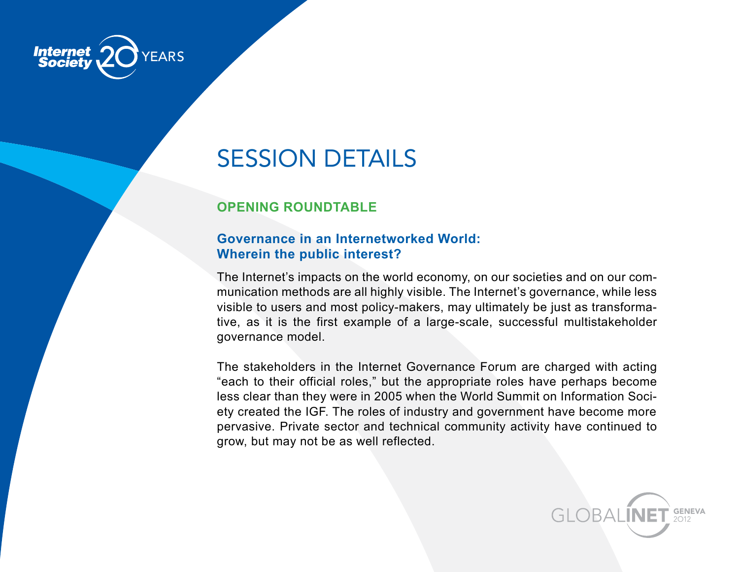# SESSION DETAILS

## OPENING ROUNDTABLE

### Governance in an Internetworked World: Wherein the public interest?

The Internet's impacts on the world economy, on our societies and on our communication methods are all highly visible. The Internet's governance, while less visible to users and most policy-makers, may ultimately be just as transformative, as it is the first example of a large-scale, successful multistakeholder governance model.

The stakeholders in the Internet Governance Forum are charged with acting "each to their official roles," but the appropriate roles have perhaps become less clear than they were in 2005 when the World Summit on Information Society created the IGF. The roles of industry and government have become more pervasive. Private sector and technical community activity have continued to grow, but may not be as well reflected.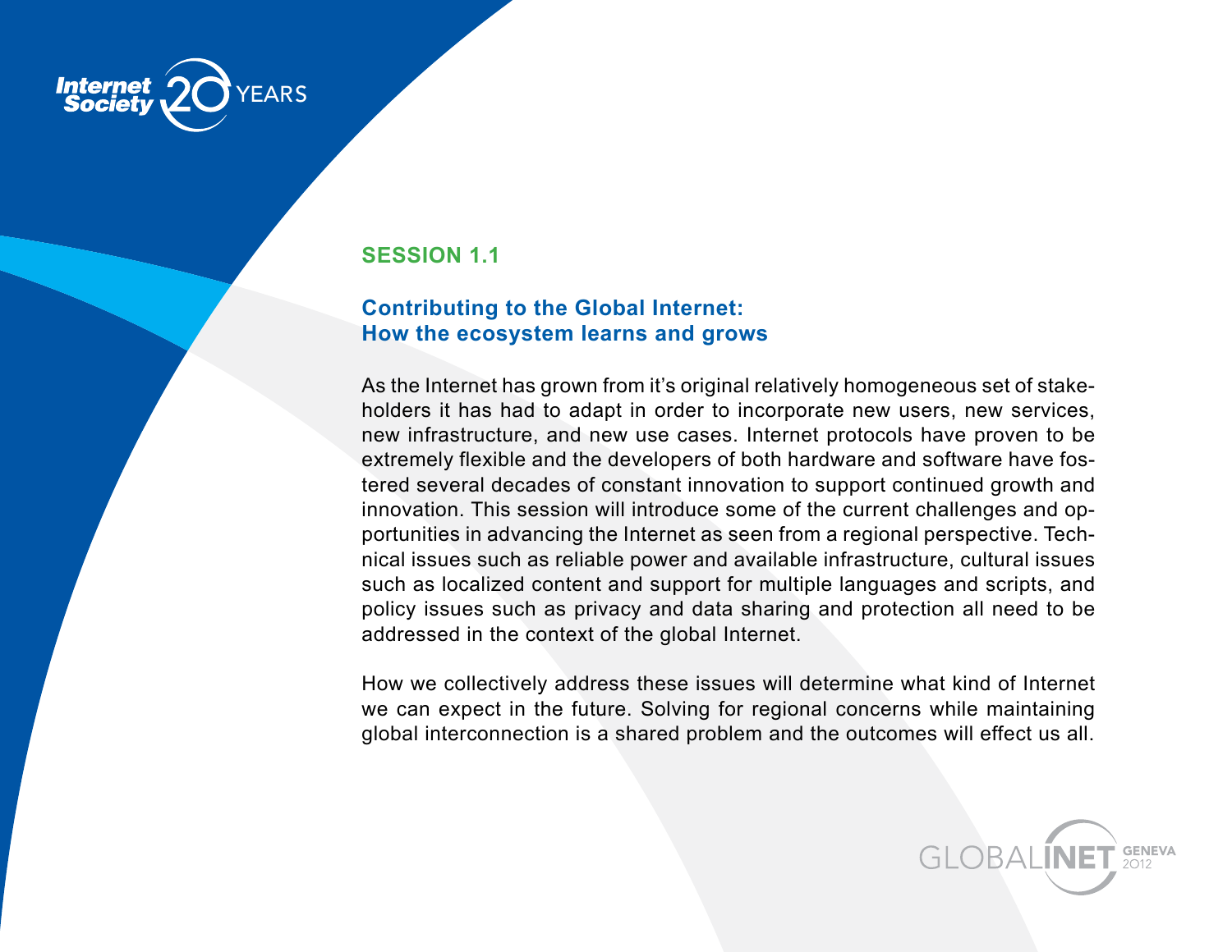## SESSION 1.1

### Contributing to the Global Internet: How the ecosystem learns and grows

As the Internet has grown from it's original relatively homogeneous set of stakeholders it has had to adapt in order to incorporate new users, new services, new infrastructure, and new use cases. Internet protocols have proven to be extremely flexible and the developers of both hardware and software have fostered several decades of constant innovation to support continued growth and innovation. This session will introduce some of the current challenges and opportunities in advancing the Internet as seen from a regional perspective. Technical issues such as reliable power and available infrastructure, cultural issues such as localized content and support for multiple languages and scripts, and policy issues such as privacy and data sharing and protection all need to be addressed in the context of the global Internet.

How we collectively address these issues will determine what kind of Internet we can expect in the future. Solving for regional concerns while maintaining global interconnection is a shared problem and the outcomes will effect us all.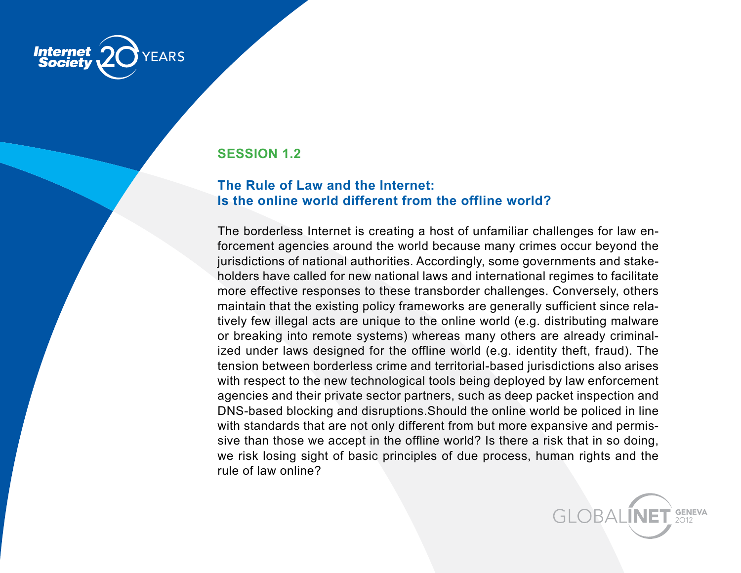## SESSION 1.2

### The Rule of Law and the Internet: Is the online world different from the offline world?

The borderless Internet is creating a host of unfamiliar challenges for law enforcement agencies around the world because many crimes occur beyond the jurisdictions of national authorities. Accordingly, some governments and stakeholders have called for new national laws and international regimes to facilitate more effective responses to these transborder challenges. Conversely, others maintain that the existing policy frameworks are generally sufficient since relatively few illegal acts are unique to the online world (e.g. distributing malware or breaking into remote systems) whereas many others are already criminalized under laws designed for the offline world (e.g. identity theft, fraud). The tension between borderless crime and territorial-based jurisdictions also arises with respect to the new technological tools being deployed by law enforcement agencies and their private sector partners, such as deep packet inspection and DNS-based blocking and disruptions.Should the online world be policed in line with standards that are not only different from but more expansive and permissive than those we accept in the offline world? Is there a risk that in so doing, we risk losing sight of basic principles of due process, human rights and the rule of law online?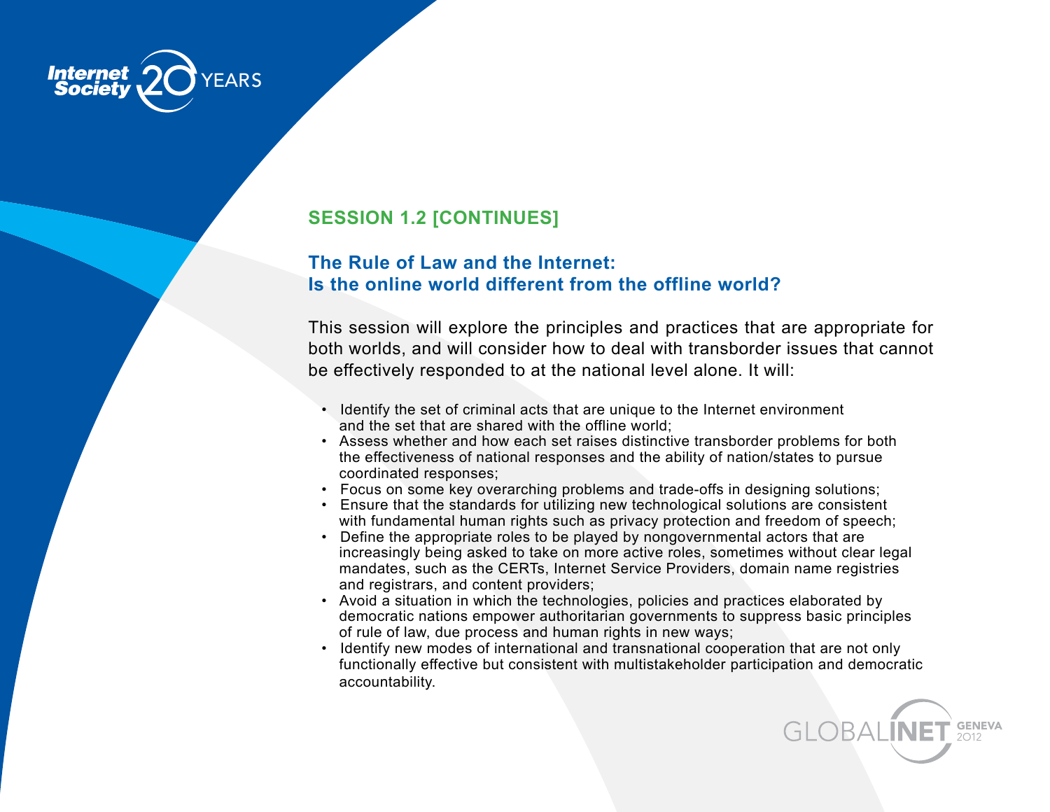## SESSION 1.2 [CONTINUES]

### The Rule of Law and the Internet:
### Is the online world different from the offline world?

This session will explore the principles and practices that are appropriate for both worlds, and will consider how to deal with transborder issues that cannot be effectively responded to at the national level alone. It will:

- Identify the set of criminal acts that are unique to the Internet environment and the set that are shared with the offline world;
- Assess whether and how each set raises distinctive transborder problems for both the effectiveness of national responses and the ability of nation/states to pursue coordinated responses;
- Focus on some key overarching problems and trade-offs in designing solutions;
- Ensure that the standards for utilizing new technological solutions are consistent with fundamental human rights such as privacy protection and freedom of speech;
- Define the appropriate roles to be played by nongovernmental actors that are increasingly being asked to take on more active roles, sometimes without clear legal mandates, such as the CERTs, Internet Service Providers, domain name registries and registrars, and content providers;
- Avoid a situation in which the technologies, policies and practices elaborated by democratic nations empower authoritarian governments to suppress basic principles of rule of law, due process and human rights in new ways;
- Identify new modes of international and transnational cooperation that are not only functionally effective but consistent with multistakeholder participation and democratic accountability.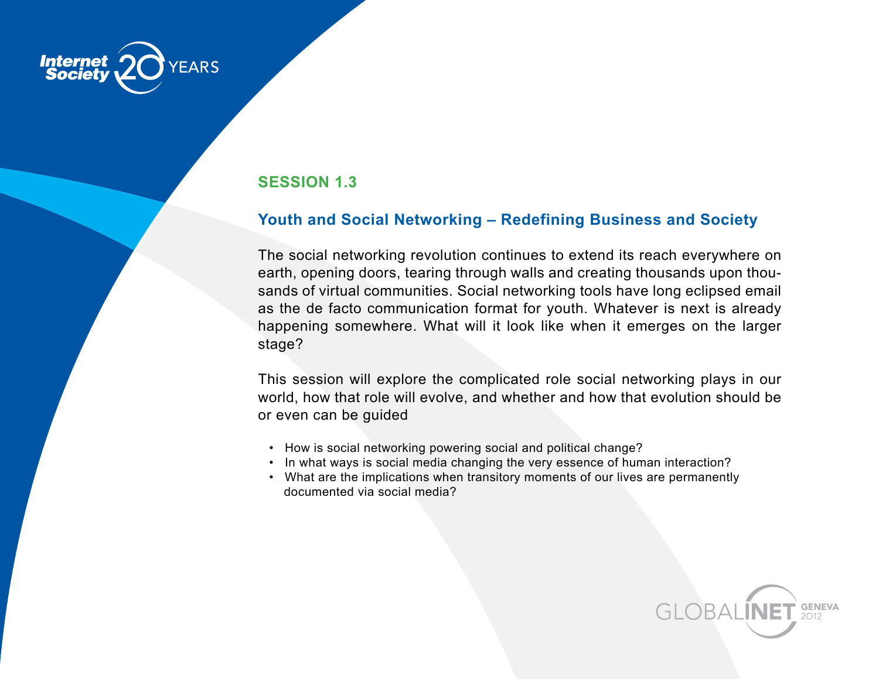## SESSION 1.3

### Youth and Social Networking – Redefining Business and Society

The social networking revolution continues to extend its reach everywhere on earth, opening doors, tearing through walls and creating thousands upon thousands of virtual communities. Social networking tools have long eclipsed email as the de facto communication format for youth. Whatever is next is already happening somewhere. What will it look like when it emerges on the larger stage?

This session will explore the complicated role social networking plays in our world, how that role will evolve, and whether and how that evolution should be or even can be guided

- How is social networking powering social and political change?
- In what ways is social media changing the very essence of human interaction?
- What are the implications when transitory moments of our lives are permanently documented via social media?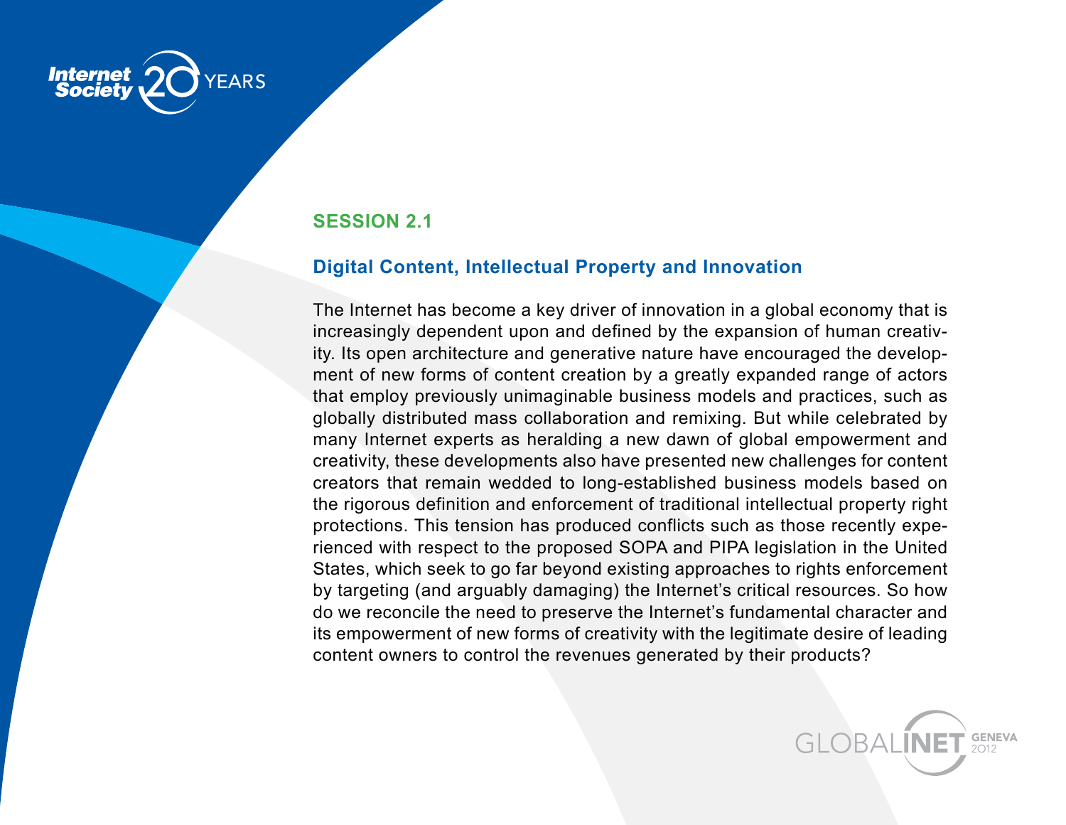## SESSION 2.1

### Digital Content, Intellectual Property and Innovation

The Internet has become a key driver of innovation in a global economy that is increasingly dependent upon and defined by the expansion of human creativity. Its open architecture and generative nature have encouraged the development of new forms of content creation by a greatly expanded range of actors that employ previously unimaginable business models and practices, such as globally distributed mass collaboration and remixing. But while celebrated by many Internet experts as heralding a new dawn of global empowerment and creativity, these developments also have presented new challenges for content creators that remain wedded to long-established business models based on the rigorous definition and enforcement of traditional intellectual property right protections. This tension has produced conflicts such as those recently experienced with respect to the proposed SOPA and PIPA legislation in the United States, which seek to go far beyond existing approaches to rights enforcement by targeting (and arguably damaging) the Internet's critical resources. So how do we reconcile the need to preserve the Internet's fundamental character and its empowerment of new forms of creativity with the legitimate desire of leading content owners to control the revenues generated by their products?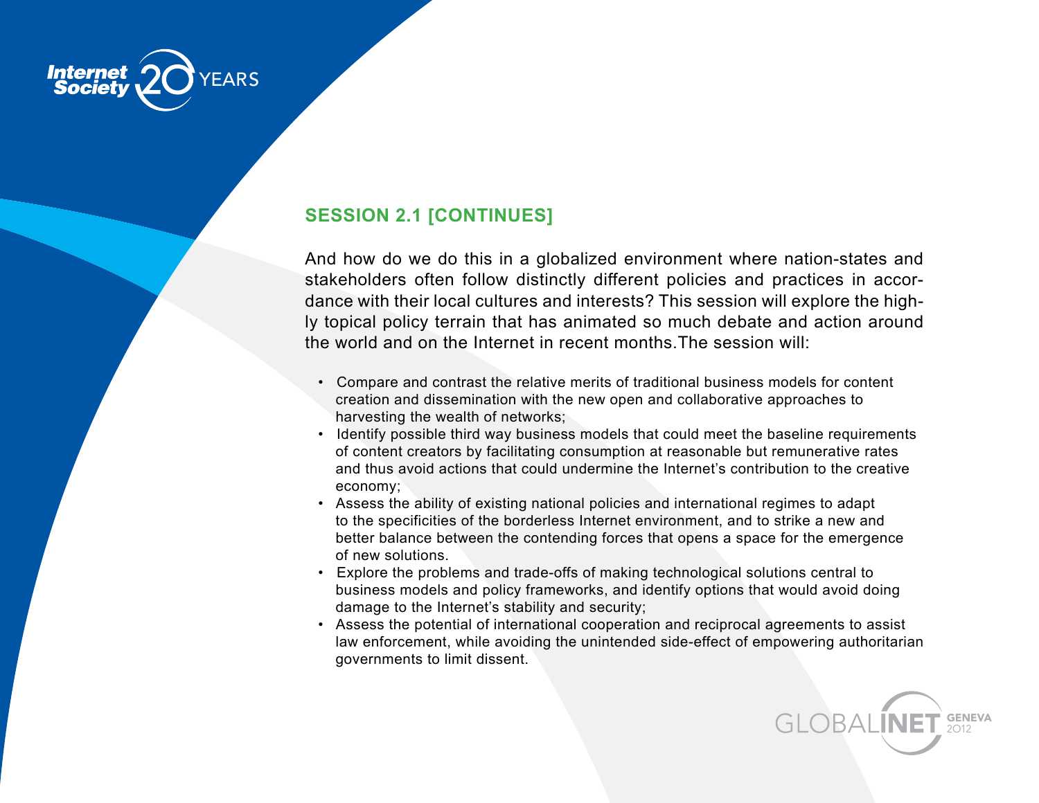## SESSION 2.1 [CONTINUES]

And how do we do this in a globalized environment where nation-states and stakeholders often follow distinctly different policies and practices in accordance with their local cultures and interests? This session will explore the highly topical policy terrain that has animated so much debate and action around the world and on the Internet in recent months.The session will:

- Compare and contrast the relative merits of traditional business models for content creation and dissemination with the new open and collaborative approaches to harvesting the wealth of networks;
- Identify possible third way business models that could meet the baseline requirements of content creators by facilitating consumption at reasonable but remunerative rates and thus avoid actions that could undermine the Internet's contribution to the creative economy;
- Assess the ability of existing national policies and international regimes to adapt to the specificities of the borderless Internet environment, and to strike a new and better balance between the contending forces that opens a space for the emergence of new solutions.
- Explore the problems and trade-offs of making technological solutions central to business models and policy frameworks, and identify options that would avoid doing damage to the Internet's stability and security;
- Assess the potential of international cooperation and reciprocal agreements to assist law enforcement, while avoiding the unintended side-effect of empowering authoritarian governments to limit dissent.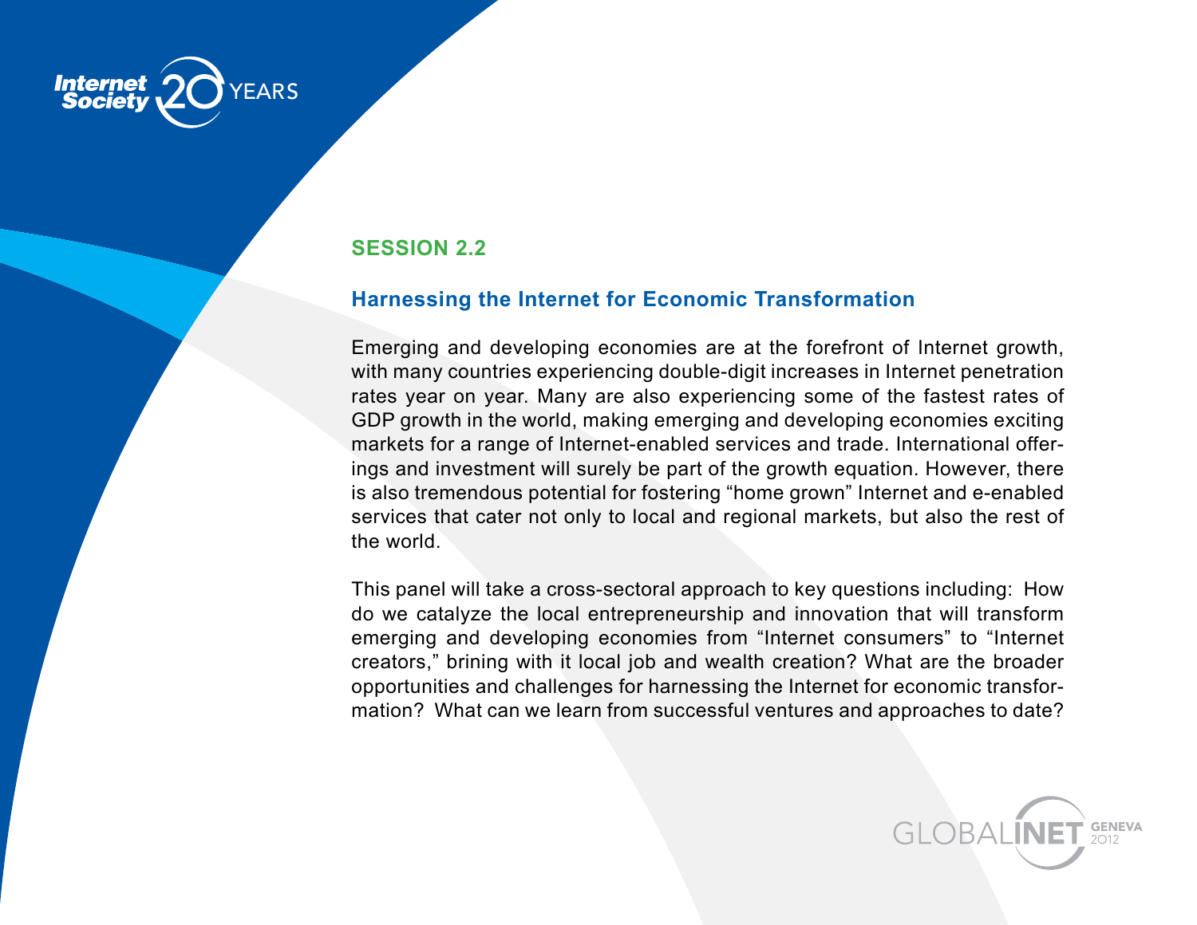## SESSION 2.2

### Harnessing the Internet for Economic Transformation

Emerging and developing economies are at the forefront of Internet growth, with many countries experiencing double-digit increases in Internet penetration rates year on year. Many are also experiencing some of the fastest rates of GDP growth in the world, making emerging and developing economies exciting markets for a range of Internet-enabled services and trade. International offerings and investment will surely be part of the growth equation. However, there is also tremendous potential for fostering "home grown" Internet and e-enabled services that cater not only to local and regional markets, but also the rest of the world.

This panel will take a cross-sectoral approach to key questions including: How do we catalyze the local entrepreneurship and innovation that will transform emerging and developing economies from "Internet consumers" to "Internet creators," brining with it local job and wealth creation? What are the broader opportunities and challenges for harnessing the Internet for economic transformation? What can we learn from successful ventures and approaches to date?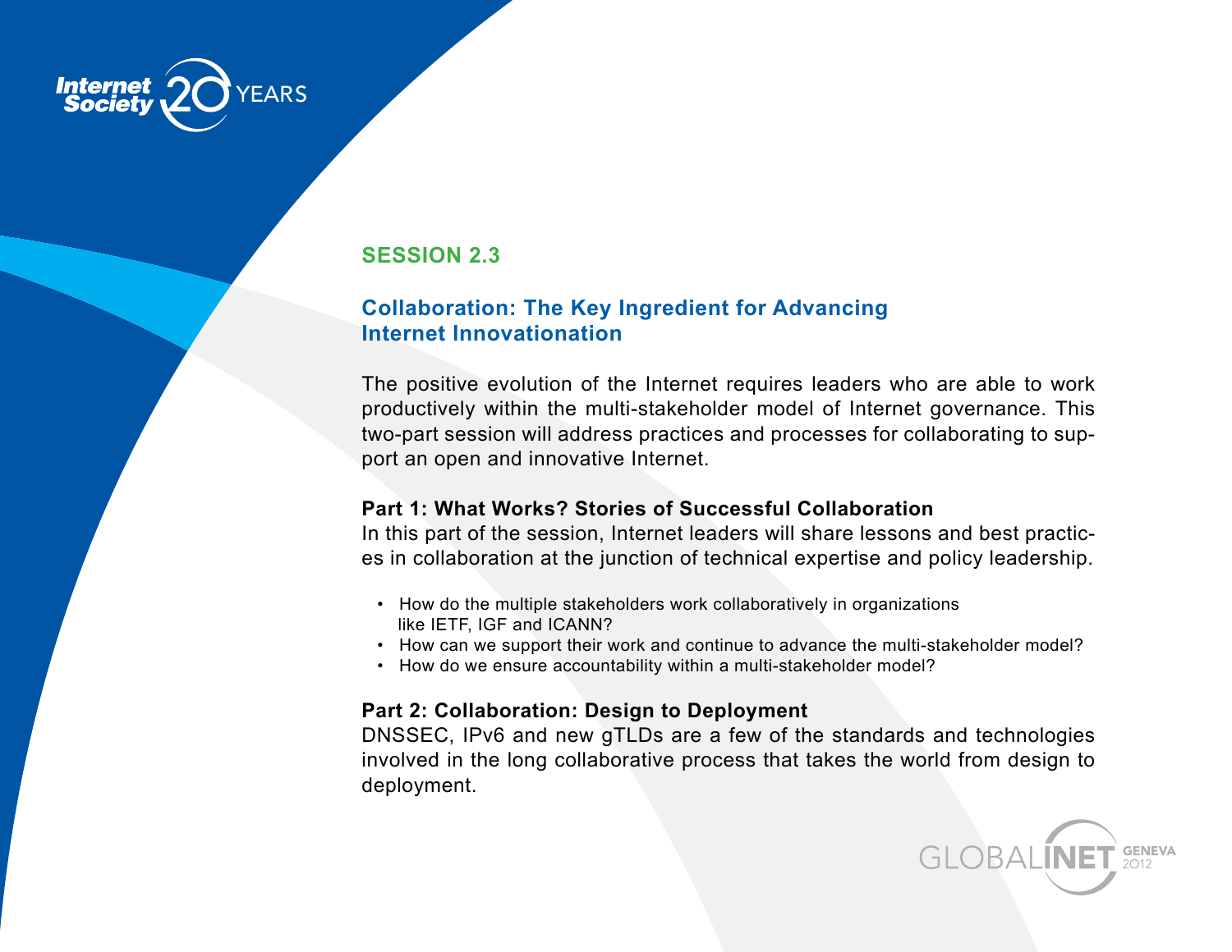## SESSION 2.3

### Collaboration: The Key Ingredient for Advancing Internet Innovationation

The positive evolution of the Internet requires leaders who are able to work productively within the multi-stakeholder model of Internet governance. This two-part session will address practices and processes for collaborating to support an open and innovative Internet.

**Part 1: What Works? Stories of Successful Collaboration**
In this part of the session, Internet leaders will share lessons and best practices in collaboration at the junction of technical expertise and policy leadership.

- How do the multiple stakeholders work collaboratively in organizations like IETF, IGF and ICANN?
- How can we support their work and continue to advance the multi-stakeholder model?
- How do we ensure accountability within a multi-stakeholder model?

**Part 2: Collaboration: Design to Deployment**
DNSSEC, IPv6 and new gTLDs are a few of the standards and technologies involved in the long collaborative process that takes the world from design to deployment.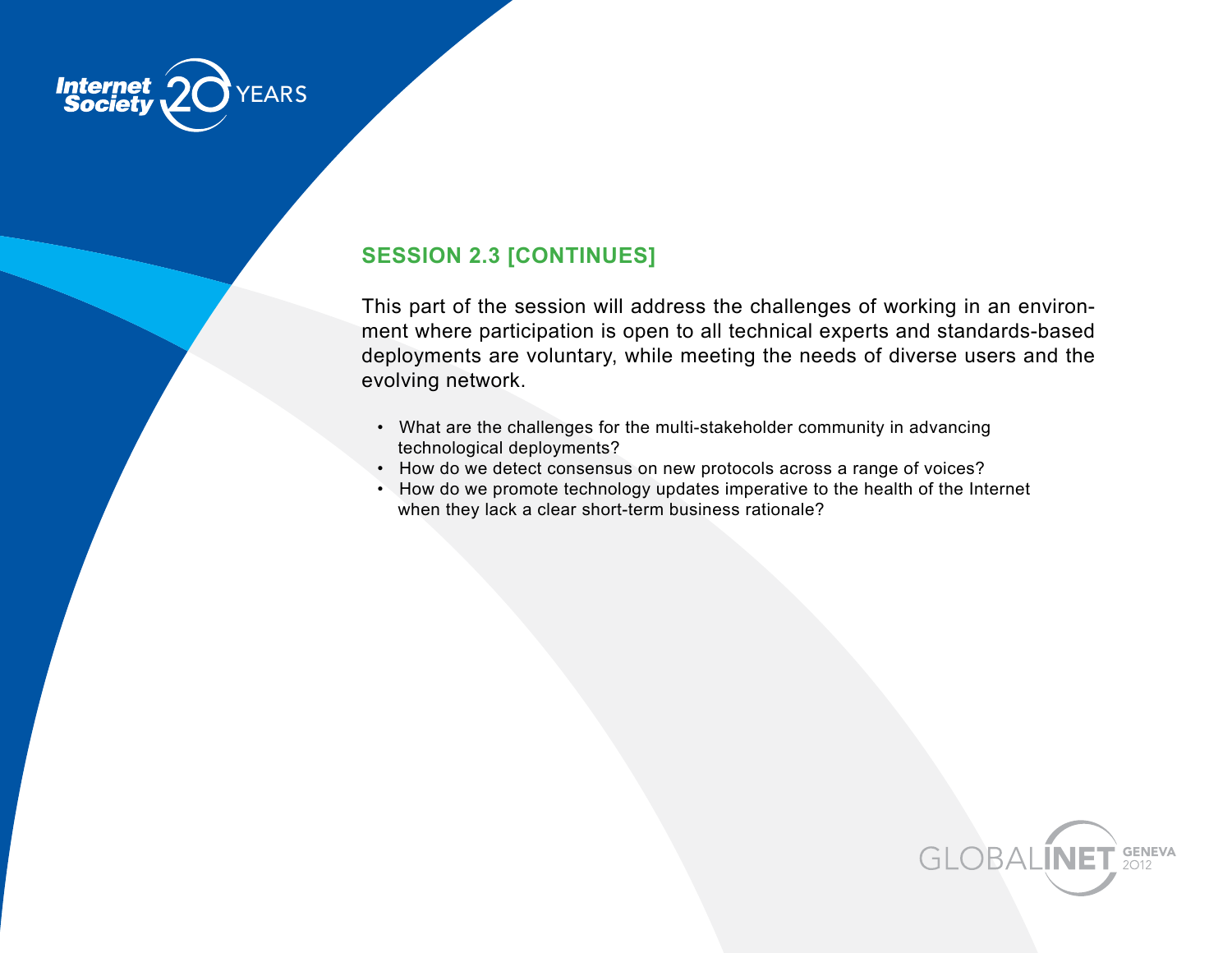## SESSION 2.3 [CONTINUES]

This part of the session will address the challenges of working in an environment where participation is open to all technical experts and standards-based deployments are voluntary, while meeting the needs of diverse users and the evolving network.

- What are the challenges for the multi-stakeholder community in advancing technological deployments?
- How do we detect consensus on new protocols across a range of voices?
- How do we promote technology updates imperative to the health of the Internet when they lack a clear short-term business rationale?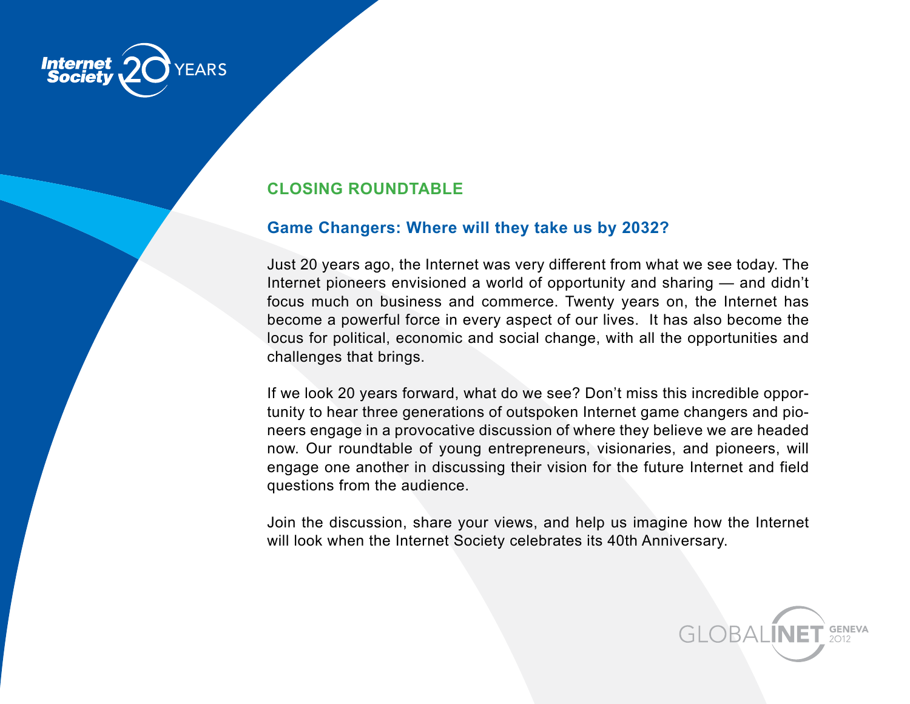## CLOSING ROUNDTABLE

### Game Changers: Where will they take us by 2032?

Just 20 years ago, the Internet was very different from what we see today. The Internet pioneers envisioned a world of opportunity and sharing — and didn't focus much on business and commerce. Twenty years on, the Internet has become a powerful force in every aspect of our lives. It has also become the locus for political, economic and social change, with all the opportunities and challenges that brings.

If we look 20 years forward, what do we see? Don't miss this incredible opportunity to hear three generations of outspoken Internet game changers and pioneers engage in a provocative discussion of where they believe we are headed now. Our roundtable of young entrepreneurs, visionaries, and pioneers, will engage one another in discussing their vision for the future Internet and field questions from the audience.

Join the discussion, share your views, and help us imagine how the Internet will look when the Internet Society celebrates its 40th Anniversary.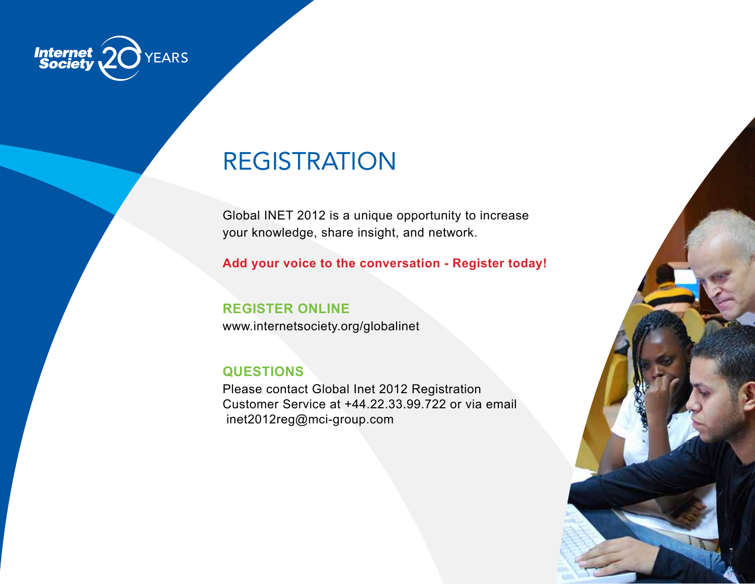# REGISTRATION

Global INET 2012 is a unique opportunity to increase your knowledge, share insight, and network.

**Add your voice to the conversation - Register today!**

## REGISTER ONLINE

www.internetsociety.org/globalinet

## QUESTIONS

Please contact Global Inet 2012 Registration Customer Service at +44.22.33.99.722 or via email inet2012reg@mci-group.com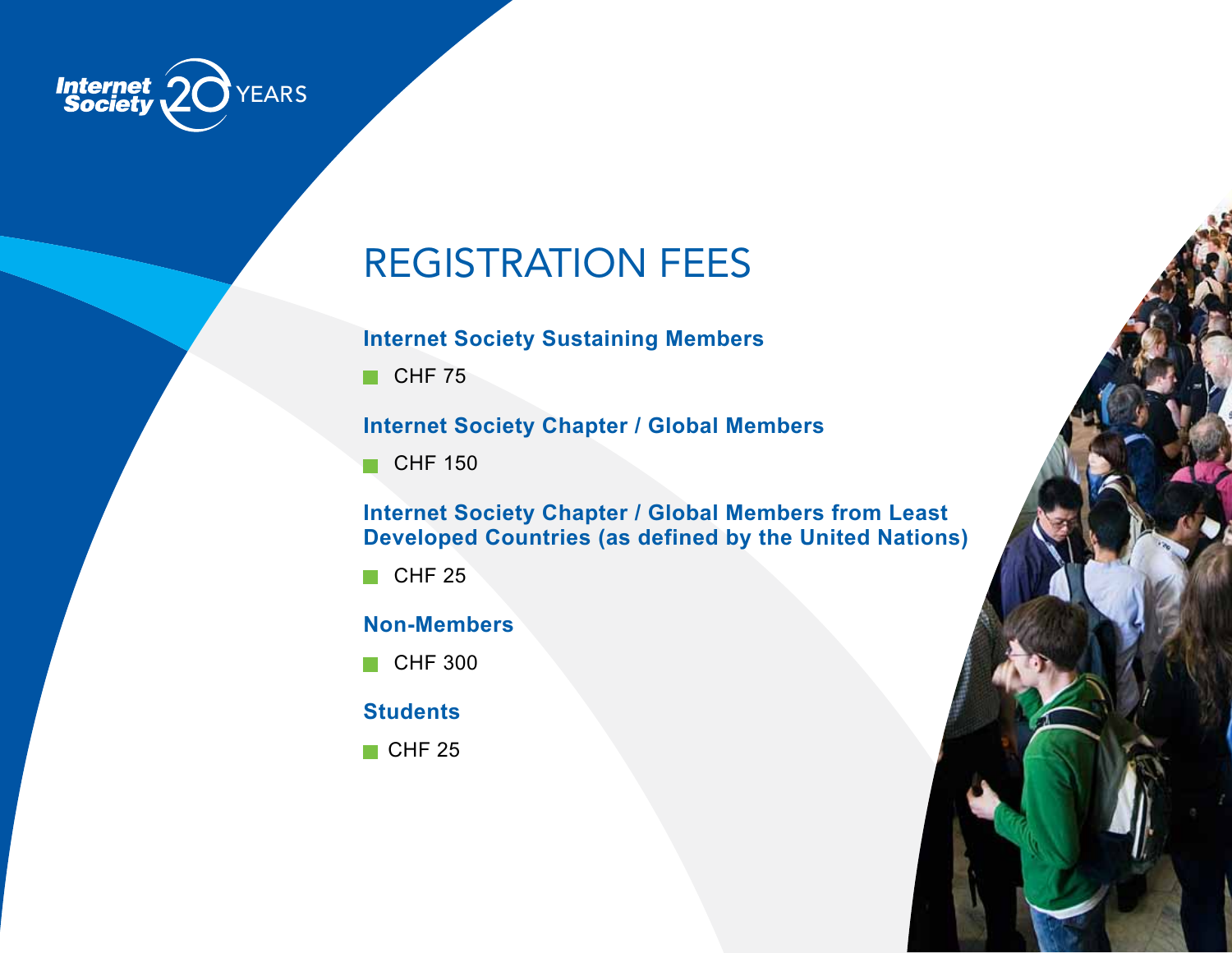# REGISTRATION FEES

**Internet Society Sustaining Members**

- CHF 75

**Internet Society Chapter / Global Members**

- CHF 150

**Internet Society Chapter / Global Members from Least Developed Countries (as defined by the United Nations)**

- CHF 25

**Non-Members**

- CHF 300

**Students**

- CHF 25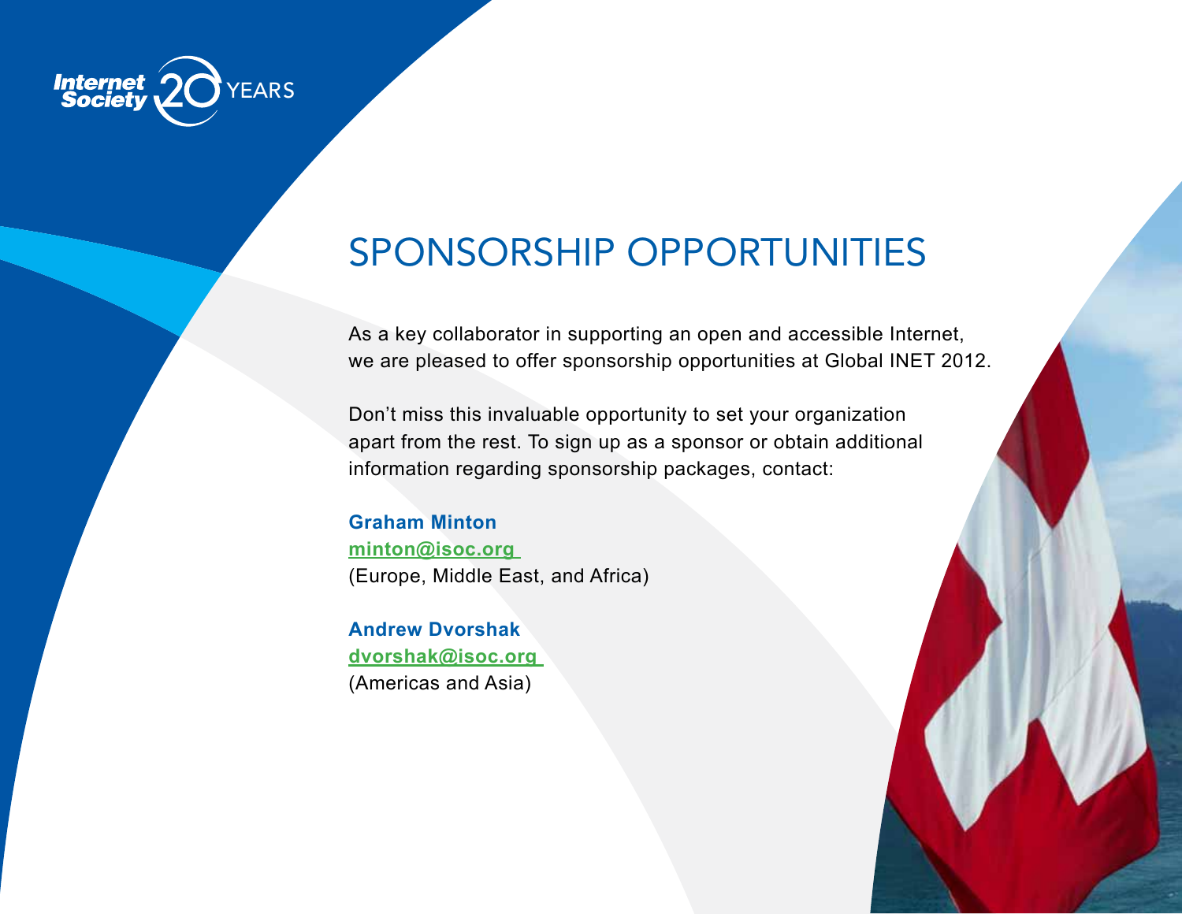# SPONSORSHIP OPPORTUNITIES

As a key collaborator in supporting an open and accessible Internet, we are pleased to offer sponsorship opportunities at Global INET 2012.

Don't miss this invaluable opportunity to set your organization apart from the rest. To sign up as a sponsor or obtain additional information regarding sponsorship packages, contact:

**Graham Minton**
**minton@isoc.org**
(Europe, Middle East, and Africa)

**Andrew Dvorshak**
**dvorshak@isoc.org**
(Americas and Asia)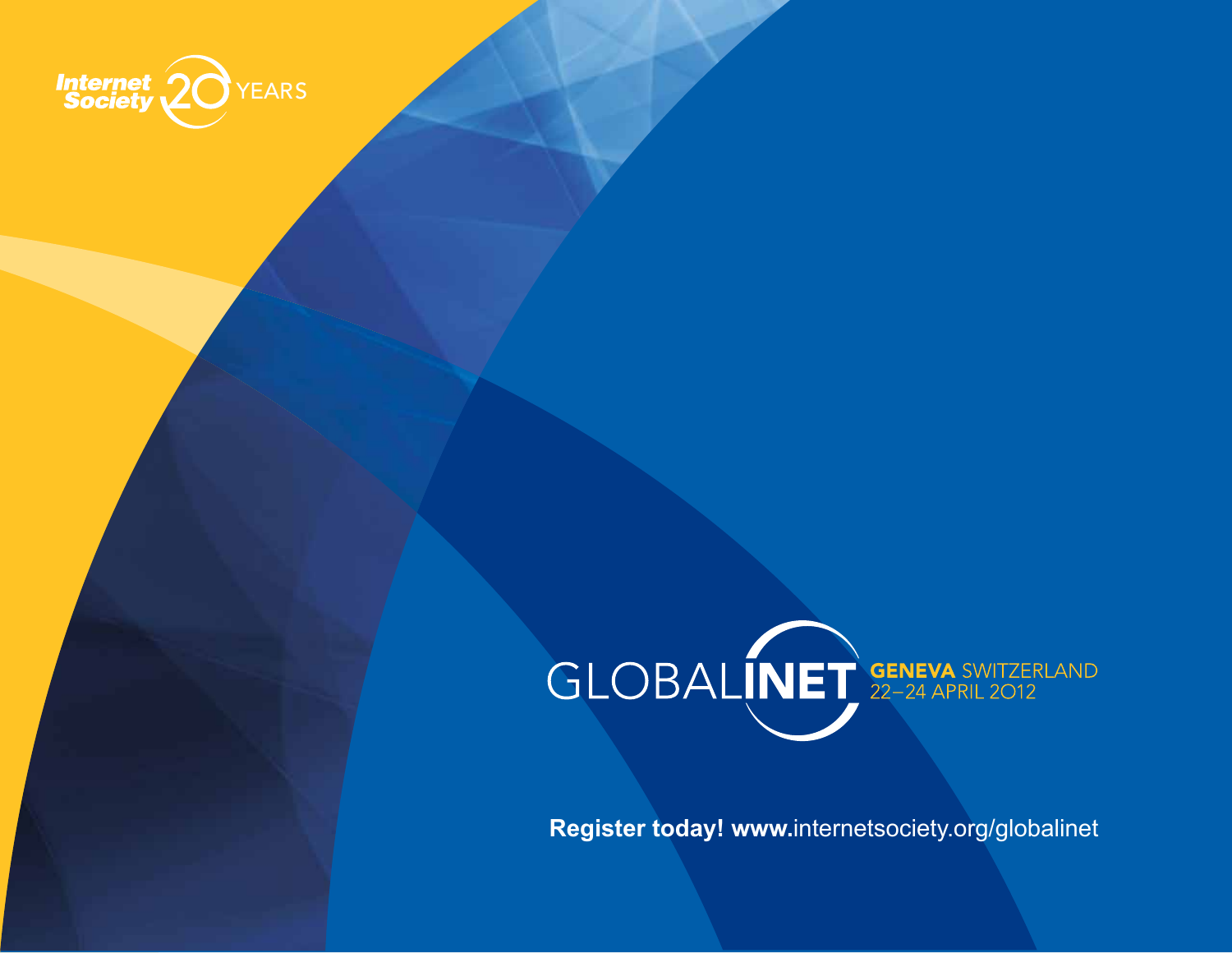Internet Society 20 YEARS

GLOBALINET **GENEVA** SWITZERLAND
22–24 APRIL 2012

**Register today! www.**internetsociety.org/globalinet